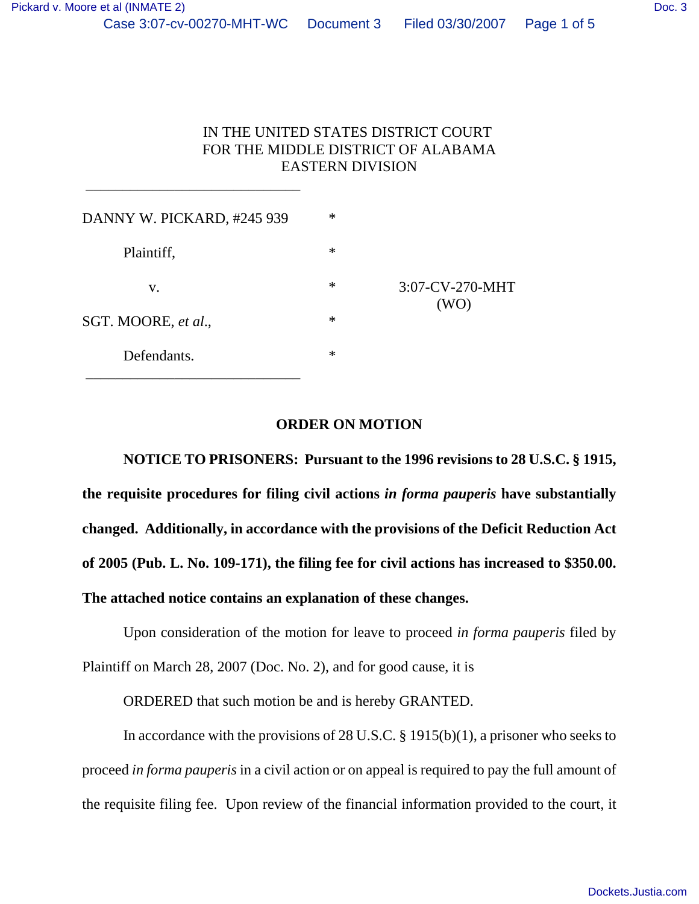IN THE UNITED STATES DISTRICT COURT
FOR THE MIDDLE DISTRICT OF ALABAMA
EASTERN DIVISION

______________________________

| | | |
|---|---|---|
| DANNY W. PICKARD, #245 939 | * | |
| Plaintiff, | * | |
| v. | * | 3:07-CV-270-MHT (WO) |
| SGT. MOORE, *et al.*, | * | |
| Defendants. | * | |

______________________________

**ORDER ON MOTION**

**NOTICE TO PRISONERS: Pursuant to the 1996 revisions to 28 U.S.C. § 1915, the requisite procedures for filing civil actions *in forma pauperis* have substantially changed. Additionally, in accordance with the provisions of the Deficit Reduction Act of 2005 (Pub. L. No. 109-171), the filing fee for civil actions has increased to $350.00. The attached notice contains an explanation of these changes.**

Upon consideration of the motion for leave to proceed *in forma pauperis* filed by Plaintiff on March 28, 2007 (Doc. No. 2), and for good cause, it is

ORDERED that such motion be and is hereby GRANTED.

In accordance with the provisions of 28 U.S.C. § 1915(b)(1), a prisoner who seeks to proceed *in forma pauperis* in a civil action or on appeal is required to pay the full amount of the requisite filing fee. Upon review of the financial information provided to the court, it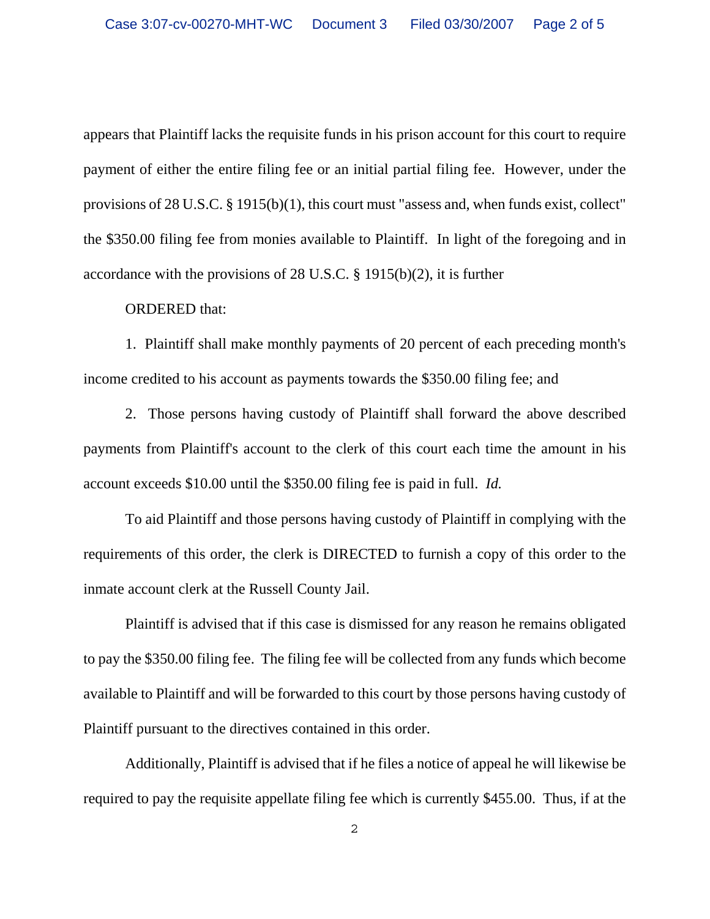appears that Plaintiff lacks the requisite funds in his prison account for this court to require payment of either the entire filing fee or an initial partial filing fee. However, under the provisions of 28 U.S.C. § 1915(b)(1), this court must "assess and, when funds exist, collect" the $350.00 filing fee from monies available to Plaintiff. In light of the foregoing and in accordance with the provisions of 28 U.S.C. § 1915(b)(2), it is further

ORDERED that:

1. Plaintiff shall make monthly payments of 20 percent of each preceding month's income credited to his account as payments towards the $350.00 filing fee; and

2. Those persons having custody of Plaintiff shall forward the above described payments from Plaintiff's account to the clerk of this court each time the amount in his account exceeds $10.00 until the $350.00 filing fee is paid in full. *Id.*

To aid Plaintiff and those persons having custody of Plaintiff in complying with the requirements of this order, the clerk is DIRECTED to furnish a copy of this order to the inmate account clerk at the Russell County Jail.

Plaintiff is advised that if this case is dismissed for any reason he remains obligated to pay the $350.00 filing fee. The filing fee will be collected from any funds which become available to Plaintiff and will be forwarded to this court by those persons having custody of Plaintiff pursuant to the directives contained in this order.

Additionally, Plaintiff is advised that if he files a notice of appeal he will likewise be required to pay the requisite appellate filing fee which is currently $455.00. Thus, if at the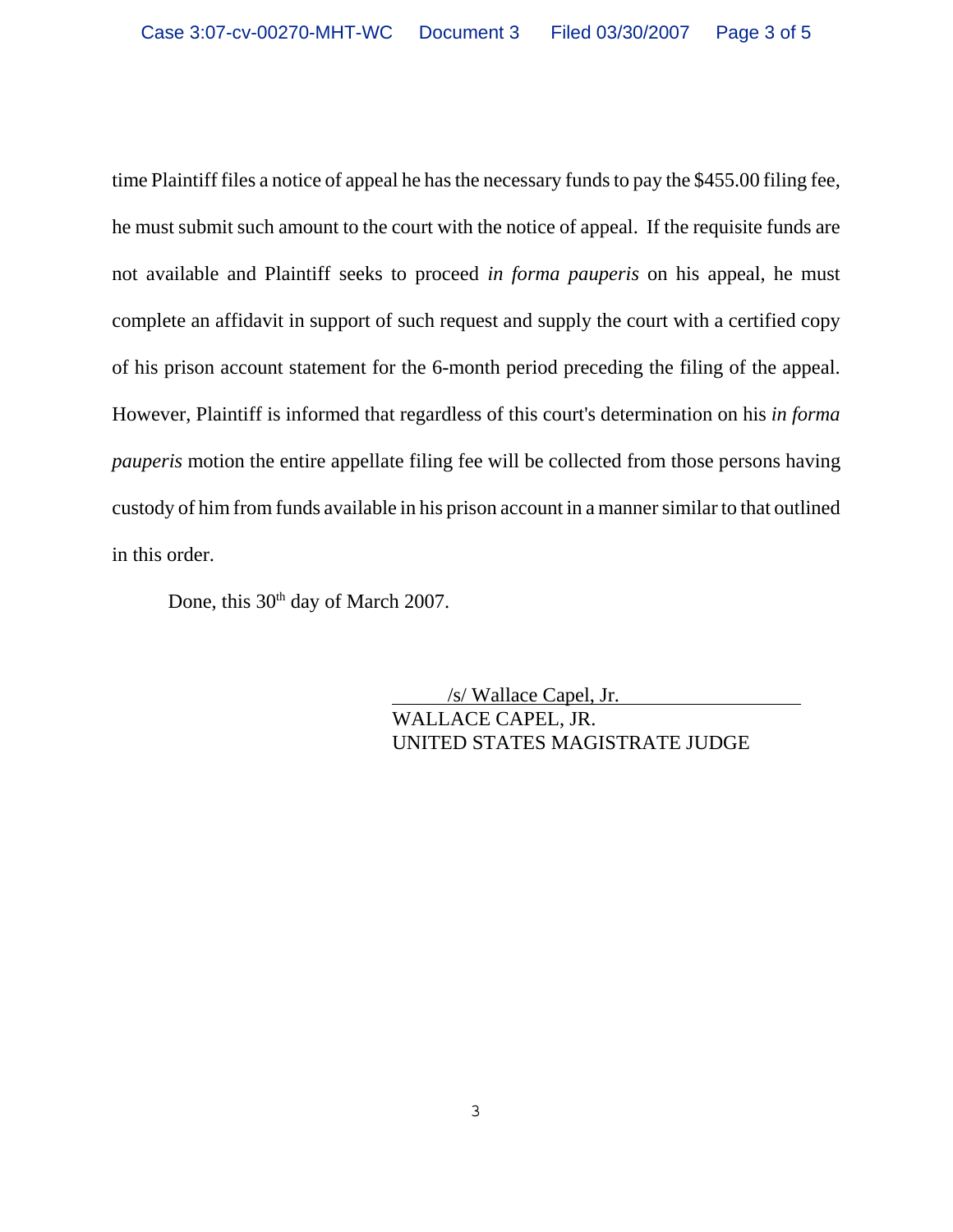time Plaintiff files a notice of appeal he has the necessary funds to pay the $455.00 filing fee, he must submit such amount to the court with the notice of appeal. If the requisite funds are not available and Plaintiff seeks to proceed *in forma pauperis* on his appeal, he must complete an affidavit in support of such request and supply the court with a certified copy of his prison account statement for the 6-month period preceding the filing of the appeal. However, Plaintiff is informed that regardless of this court's determination on his *in forma pauperis* motion the entire appellate filing fee will be collected from those persons having custody of him from funds available in his prison account in a manner similar to that outlined in this order.

Done, this 30th day of March 2007.

/s/ Wallace Capel, Jr.
WALLACE CAPEL, JR.
UNITED STATES MAGISTRATE JUDGE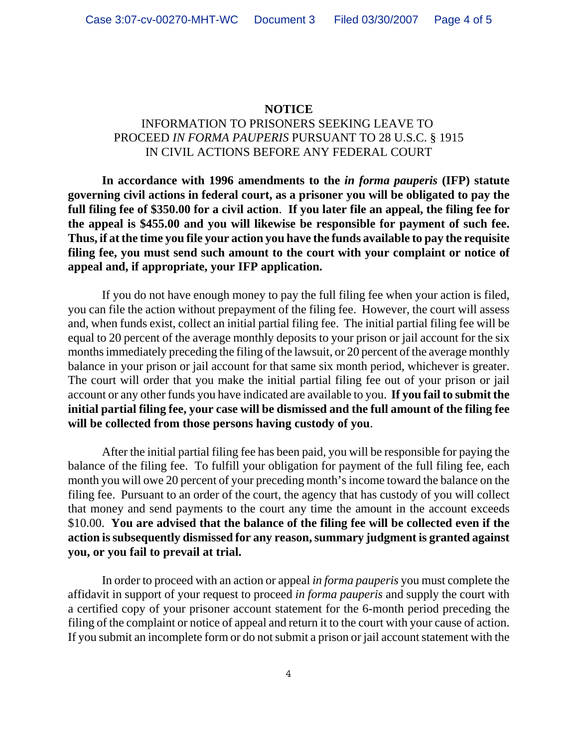**NOTICE**

INFORMATION TO PRISONERS SEEKING LEAVE TO PROCEED *IN FORMA PAUPERIS* PURSUANT TO 28 U.S.C. § 1915 IN CIVIL ACTIONS BEFORE ANY FEDERAL COURT

**In accordance with 1996 amendments to the *in forma pauperis* (IFP) statute governing civil actions in federal court, as a prisoner you will be obligated to pay the full filing fee of $350.00 for a civil action. If you later file an appeal, the filing fee for the appeal is $455.00 and you will likewise be responsible for payment of such fee. Thus, if at the time you file your action you have the funds available to pay the requisite filing fee, you must send such amount to the court with your complaint or notice of appeal and, if appropriate, your IFP application.**

If you do not have enough money to pay the full filing fee when your action is filed, you can file the action without prepayment of the filing fee. However, the court will assess and, when funds exist, collect an initial partial filing fee. The initial partial filing fee will be equal to 20 percent of the average monthly deposits to your prison or jail account for the six months immediately preceding the filing of the lawsuit, or 20 percent of the average monthly balance in your prison or jail account for that same six month period, whichever is greater. The court will order that you make the initial partial filing fee out of your prison or jail account or any other funds you have indicated are available to you. **If you fail to submit the initial partial filing fee, your case will be dismissed and the full amount of the filing fee will be collected from those persons having custody of you**.

After the initial partial filing fee has been paid, you will be responsible for paying the balance of the filing fee. To fulfill your obligation for payment of the full filing fee, each month you will owe 20 percent of your preceding month's income toward the balance on the filing fee. Pursuant to an order of the court, the agency that has custody of you will collect that money and send payments to the court any time the amount in the account exceeds $10.00. **You are advised that the balance of the filing fee will be collected even if the action is subsequently dismissed for any reason, summary judgment is granted against you, or you fail to prevail at trial.**

In order to proceed with an action or appeal *in forma pauperis* you must complete the affidavit in support of your request to proceed *in forma pauperis* and supply the court with a certified copy of your prisoner account statement for the 6-month period preceding the filing of the complaint or notice of appeal and return it to the court with your cause of action. If you submit an incomplete form or do not submit a prison or jail account statement with the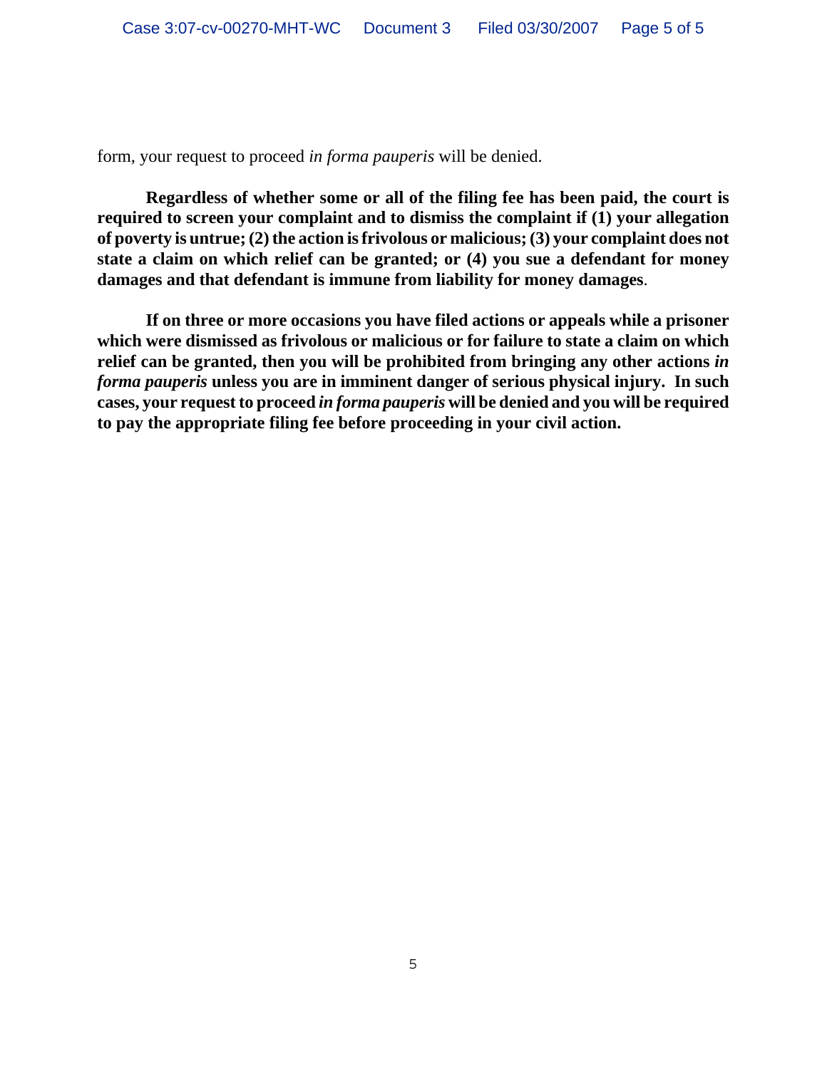form, your request to proceed *in forma pauperis* will be denied.

**Regardless of whether some or all of the filing fee has been paid, the court is required to screen your complaint and to dismiss the complaint if (1) your allegation of poverty is untrue; (2) the action is frivolous or malicious; (3) your complaint does not state a claim on which relief can be granted; or (4) you sue a defendant for money damages and that defendant is immune from liability for money damages**.

**If on three or more occasions you have filed actions or appeals while a prisoner which were dismissed as frivolous or malicious or for failure to state a claim on which relief can be granted, then you will be prohibited from bringing any other actions *in forma pauperis* unless you are in imminent danger of serious physical injury. In such cases, your request to proceed *in forma pauperis* will be denied and you will be required to pay the appropriate filing fee before proceeding in your civil action.**